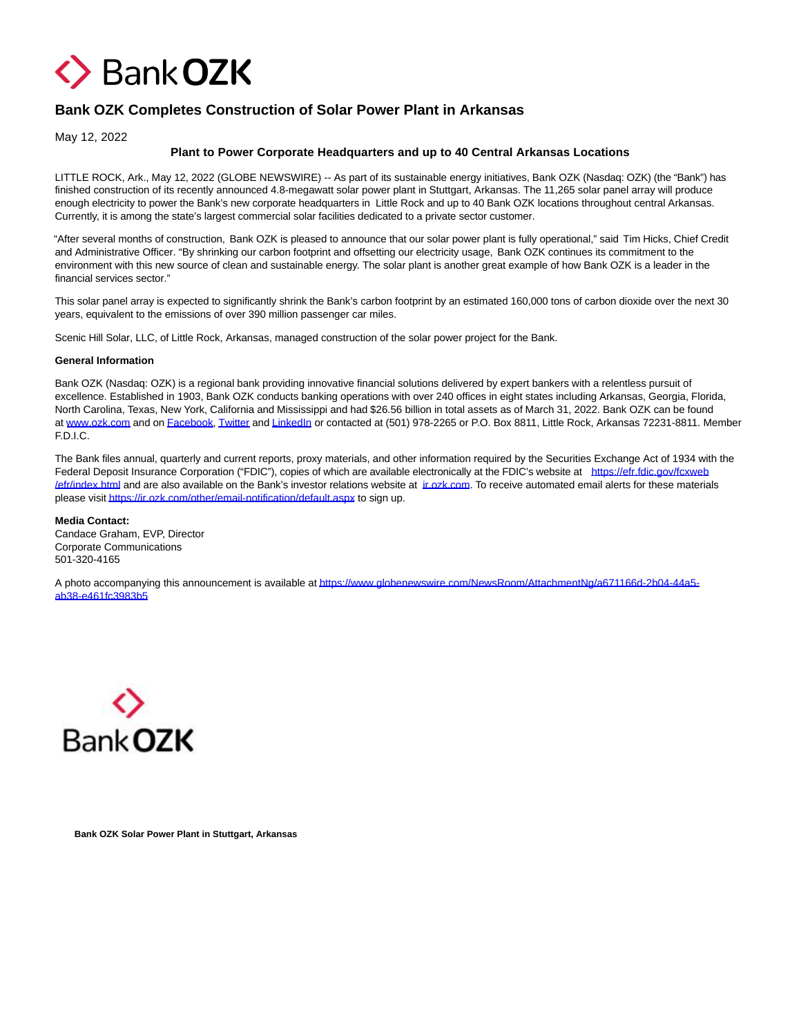# Bank OZK Completes Construction of Solar Power Plant in Arkansas

May 12, 2022

**Plant to Power Corporate Headquarters and up to 40 Central Arkansas Locations**

LITTLE ROCK, Ark., May 12, 2022 (GLOBE NEWSWIRE) -- As part of its sustainable energy initiatives, Bank OZK (Nasdaq: OZK) (the "Bank") has finished construction of its recently announced 4.8-megawatt solar power plant in Stuttgart, Arkansas. The 11,265 solar panel array will produce enough electricity to power the Bank's new corporate headquarters in Little Rock and up to 40 Bank OZK locations throughout central Arkansas. Currently, it is among the state's largest commercial solar facilities dedicated to a private sector customer.

"After several months of construction, Bank OZK is pleased to announce that our solar power plant is fully operational," said Tim Hicks, Chief Credit and Administrative Officer. "By shrinking our carbon footprint and offsetting our electricity usage, Bank OZK continues its commitment to the environment with this new source of clean and sustainable energy. The solar plant is another great example of how Bank OZK is a leader in the financial services sector."

This solar panel array is expected to significantly shrink the Bank's carbon footprint by an estimated 160,000 tons of carbon dioxide over the next 30 years, equivalent to the emissions of over 390 million passenger car miles.

Scenic Hill Solar, LLC, of Little Rock, Arkansas, managed construction of the solar power project for the Bank.

**General Information**

Bank OZK (Nasdaq: OZK) is a regional bank providing innovative financial solutions delivered by expert bankers with a relentless pursuit of excellence. Established in 1903, Bank OZK conducts banking operations with over 240 offices in eight states including Arkansas, Georgia, Florida, North Carolina, Texas, New York, California and Mississippi and had $26.56 billion in total assets as of March 31, 2022. Bank OZK can be found at www.ozk.com and on Facebook, Twitter and LinkedIn or contacted at (501) 978-2265 or P.O. Box 8811, Little Rock, Arkansas 72231-8811. Member F.D.I.C.

The Bank files annual, quarterly and current reports, proxy materials, and other information required by the Securities Exchange Act of 1934 with the Federal Deposit Insurance Corporation ("FDIC"), copies of which are available electronically at the FDIC's website at https://efr.fdic.gov/fcxweb/efr/index.html and are also available on the Bank's investor relations website at ir.ozk.com. To receive automated email alerts for these materials please visit https://ir.ozk.com/other/email-notification/default.aspx to sign up.

**Media Contact:**
Candace Graham, EVP, Director
Corporate Communications
501-320-4165

A photo accompanying this announcement is available at https://www.globenewswire.com/NewsRoom/AttachmentNg/a671166d-2b04-44a5-ab38-e461fc3983b5

**Bank OZK Solar Power Plant in Stuttgart, Arkansas**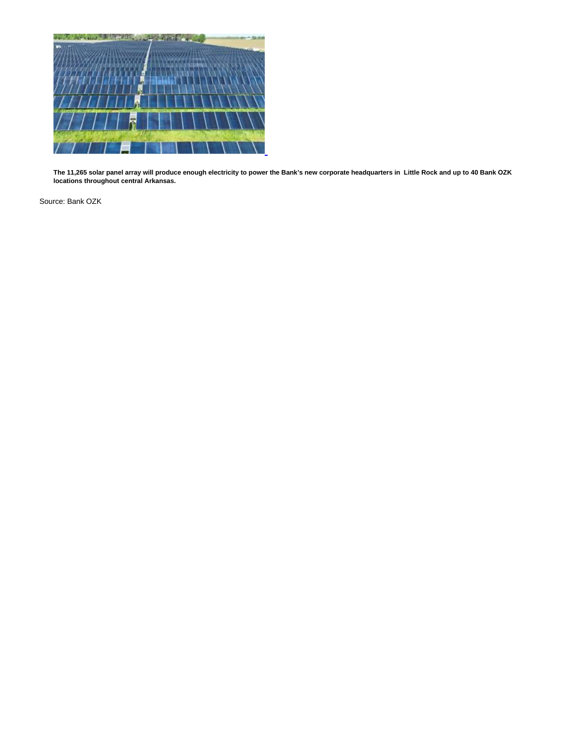**The 11,265 solar panel array will produce enough electricity to power the Bank's new corporate headquarters in Little Rock and up to 40 Bank OZK locations throughout central Arkansas.**

Source: Bank OZK